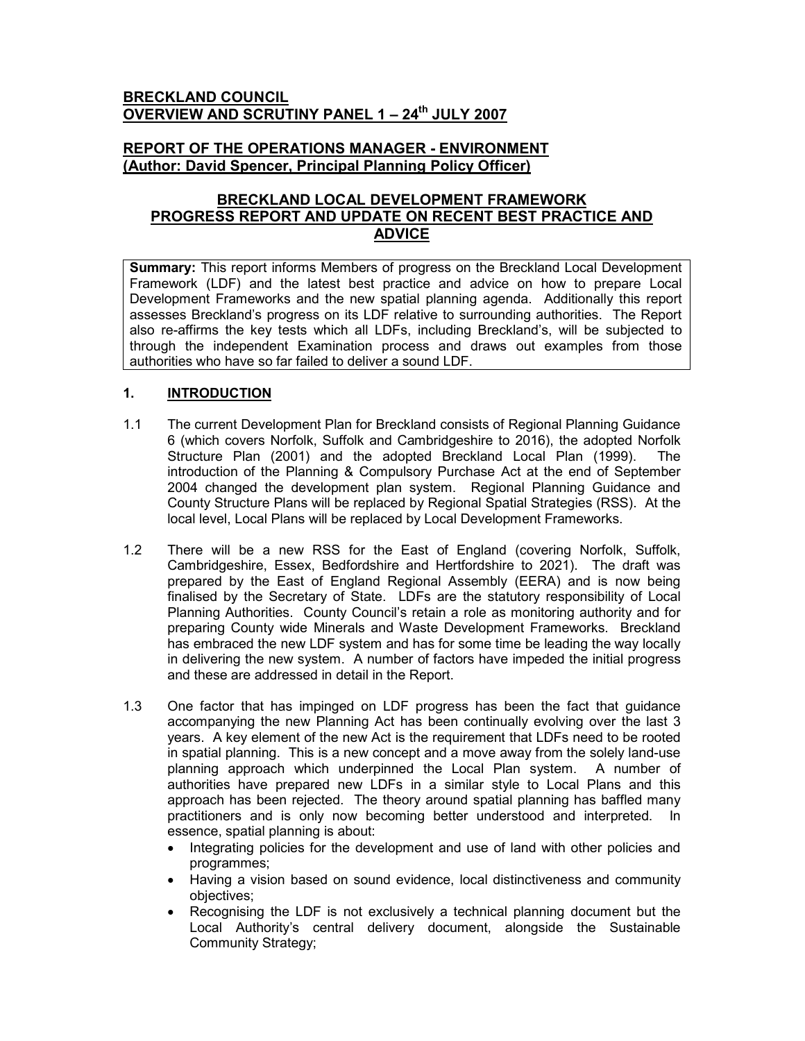# BRECKLAND COUNCIL
## OVERVIEW AND SCRUTINY PANEL 1 – 24th JULY 2007

## REPORT OF THE OPERATIONS MANAGER - ENVIRONMENT
**(Author: David Spencer, Principal Planning Policy Officer)**

## BRECKLAND LOCAL DEVELOPMENT FRAMEWORK PROGRESS REPORT AND UPDATE ON RECENT BEST PRACTICE AND ADVICE

**Summary:** This report informs Members of progress on the Breckland Local Development Framework (LDF) and the latest best practice and advice on how to prepare Local Development Frameworks and the new spatial planning agenda. Additionally this report assesses Breckland's progress on its LDF relative to surrounding authorities. The Report also re-affirms the key tests which all LDFs, including Breckland's, will be subjected to through the independent Examination process and draws out examples from those authorities who have so far failed to deliver a sound LDF.

### 1. INTRODUCTION

1.1 The current Development Plan for Breckland consists of Regional Planning Guidance 6 (which covers Norfolk, Suffolk and Cambridgeshire to 2016), the adopted Norfolk Structure Plan (2001) and the adopted Breckland Local Plan (1999). The introduction of the Planning & Compulsory Purchase Act at the end of September 2004 changed the development plan system. Regional Planning Guidance and County Structure Plans will be replaced by Regional Spatial Strategies (RSS). At the local level, Local Plans will be replaced by Local Development Frameworks.

1.2 There will be a new RSS for the East of England (covering Norfolk, Suffolk, Cambridgeshire, Essex, Bedfordshire and Hertfordshire to 2021). The draft was prepared by the East of England Regional Assembly (EERA) and is now being finalised by the Secretary of State. LDFs are the statutory responsibility of Local Planning Authorities. County Council's retain a role as monitoring authority and for preparing County wide Minerals and Waste Development Frameworks. Breckland has embraced the new LDF system and has for some time be leading the way locally in delivering the new system. A number of factors have impeded the initial progress and these are addressed in detail in the Report.

1.3 One factor that has impinged on LDF progress has been the fact that guidance accompanying the new Planning Act has been continually evolving over the last 3 years. A key element of the new Act is the requirement that LDFs need to be rooted in spatial planning. This is a new concept and a move away from the solely land-use planning approach which underpinned the Local Plan system. A number of authorities have prepared new LDFs in a similar style to Local Plans and this approach has been rejected. The theory around spatial planning has baffled many practitioners and is only now becoming better understood and interpreted. In essence, spatial planning is about:

- Integrating policies for the development and use of land with other policies and programmes;
- Having a vision based on sound evidence, local distinctiveness and community objectives;
- Recognising the LDF is not exclusively a technical planning document but the Local Authority's central delivery document, alongside the Sustainable Community Strategy;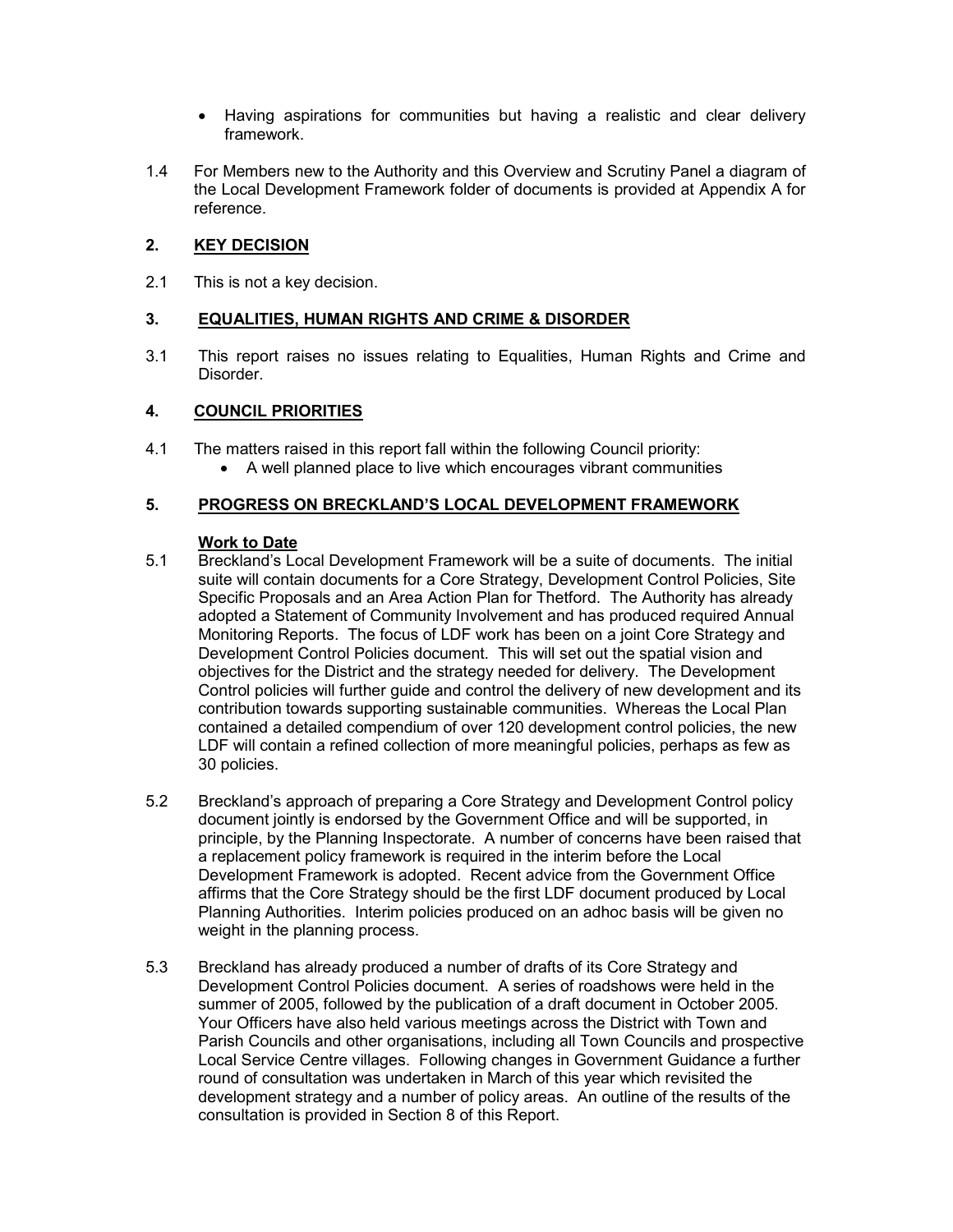- Having aspirations for communities but having a realistic and clear delivery framework.

1.4 For Members new to the Authority and this Overview and Scrutiny Panel a diagram of the Local Development Framework folder of documents is provided at Appendix A for reference.

## 2. KEY DECISION

2.1 This is not a key decision.

## 3. EQUALITIES, HUMAN RIGHTS AND CRIME & DISORDER

3.1 This report raises no issues relating to Equalities, Human Rights and Crime and Disorder.

## 4. COUNCIL PRIORITIES

4.1 The matters raised in this report fall within the following Council priority:
- A well planned place to live which encourages vibrant communities

## 5. PROGRESS ON BRECKLAND'S LOCAL DEVELOPMENT FRAMEWORK

### Work to Date

5.1 Breckland's Local Development Framework will be a suite of documents. The initial suite will contain documents for a Core Strategy, Development Control Policies, Site Specific Proposals and an Area Action Plan for Thetford. The Authority has already adopted a Statement of Community Involvement and has produced required Annual Monitoring Reports. The focus of LDF work has been on a joint Core Strategy and Development Control Policies document. This will set out the spatial vision and objectives for the District and the strategy needed for delivery. The Development Control policies will further guide and control the delivery of new development and its contribution towards supporting sustainable communities. Whereas the Local Plan contained a detailed compendium of over 120 development control policies, the new LDF will contain a refined collection of more meaningful policies, perhaps as few as 30 policies.

5.2 Breckland's approach of preparing a Core Strategy and Development Control policy document jointly is endorsed by the Government Office and will be supported, in principle, by the Planning Inspectorate. A number of concerns have been raised that a replacement policy framework is required in the interim before the Local Development Framework is adopted. Recent advice from the Government Office affirms that the Core Strategy should be the first LDF document produced by Local Planning Authorities. Interim policies produced on an adhoc basis will be given no weight in the planning process.

5.3 Breckland has already produced a number of drafts of its Core Strategy and Development Control Policies document. A series of roadshows were held in the summer of 2005, followed by the publication of a draft document in October 2005. Your Officers have also held various meetings across the District with Town and Parish Councils and other organisations, including all Town Councils and prospective Local Service Centre villages. Following changes in Government Guidance a further round of consultation was undertaken in March of this year which revisited the development strategy and a number of policy areas. An outline of the results of the consultation is provided in Section 8 of this Report.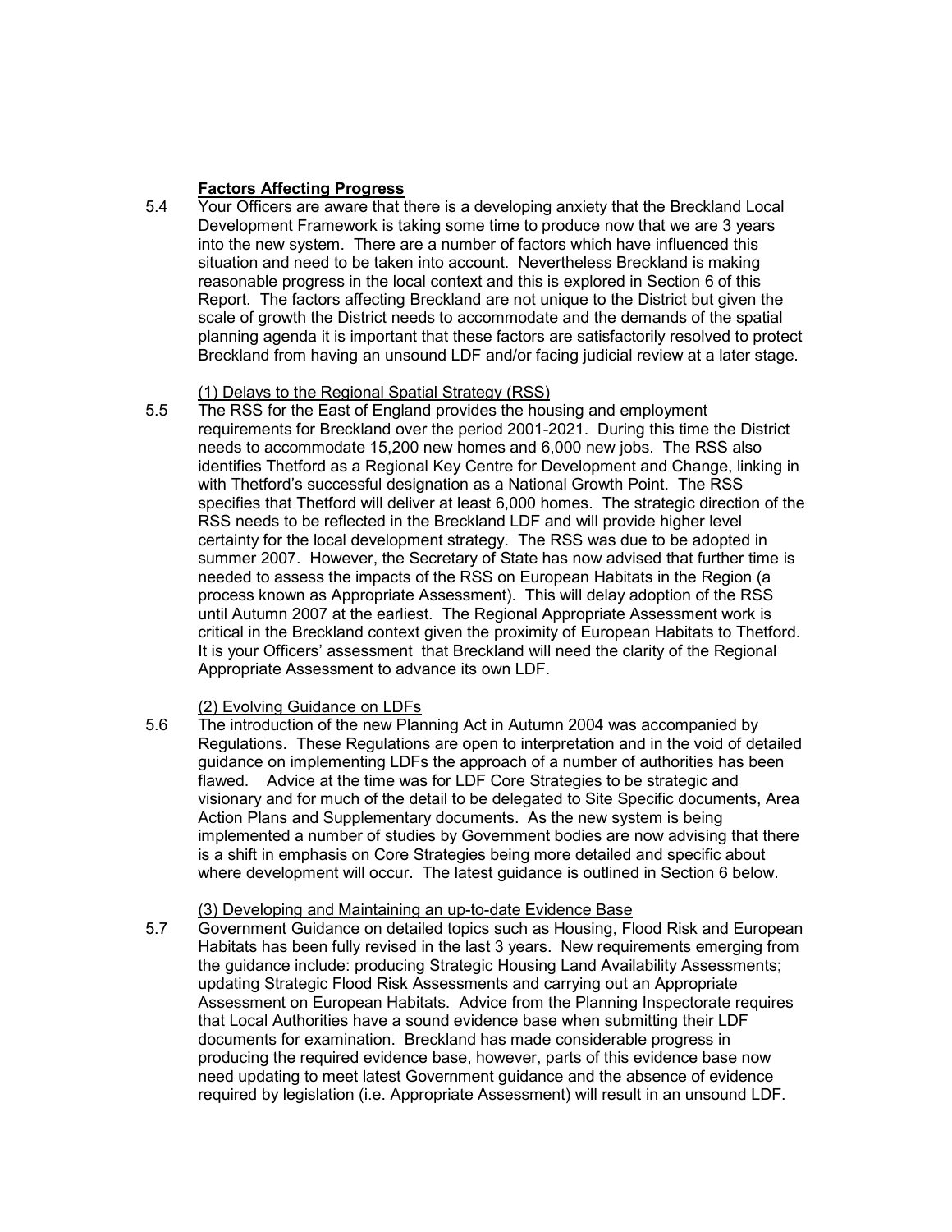**Factors Affecting Progress**

5.4 Your Officers are aware that there is a developing anxiety that the Breckland Local Development Framework is taking some time to produce now that we are 3 years into the new system. There are a number of factors which have influenced this situation and need to be taken into account. Nevertheless Breckland is making reasonable progress in the local context and this is explored in Section 6 of this Report. The factors affecting Breckland are not unique to the District but given the scale of growth the District needs to accommodate and the demands of the spatial planning agenda it is important that these factors are satisfactorily resolved to protect Breckland from having an unsound LDF and/or facing judicial review at a later stage.

(1) Delays to the Regional Spatial Strategy (RSS)

5.5 The RSS for the East of England provides the housing and employment requirements for Breckland over the period 2001-2021. During this time the District needs to accommodate 15,200 new homes and 6,000 new jobs. The RSS also identifies Thetford as a Regional Key Centre for Development and Change, linking in with Thetford's successful designation as a National Growth Point. The RSS specifies that Thetford will deliver at least 6,000 homes. The strategic direction of the RSS needs to be reflected in the Breckland LDF and will provide higher level certainty for the local development strategy. The RSS was due to be adopted in summer 2007. However, the Secretary of State has now advised that further time is needed to assess the impacts of the RSS on European Habitats in the Region (a process known as Appropriate Assessment). This will delay adoption of the RSS until Autumn 2007 at the earliest. The Regional Appropriate Assessment work is critical in the Breckland context given the proximity of European Habitats to Thetford. It is your Officers' assessment that Breckland will need the clarity of the Regional Appropriate Assessment to advance its own LDF.

(2) Evolving Guidance on LDFs

5.6 The introduction of the new Planning Act in Autumn 2004 was accompanied by Regulations. These Regulations are open to interpretation and in the void of detailed guidance on implementing LDFs the approach of a number of authorities has been flawed. Advice at the time was for LDF Core Strategies to be strategic and visionary and for much of the detail to be delegated to Site Specific documents, Area Action Plans and Supplementary documents. As the new system is being implemented a number of studies by Government bodies are now advising that there is a shift in emphasis on Core Strategies being more detailed and specific about where development will occur. The latest guidance is outlined in Section 6 below.

(3) Developing and Maintaining an up-to-date Evidence Base

5.7 Government Guidance on detailed topics such as Housing, Flood Risk and European Habitats has been fully revised in the last 3 years. New requirements emerging from the guidance include: producing Strategic Housing Land Availability Assessments; updating Strategic Flood Risk Assessments and carrying out an Appropriate Assessment on European Habitats. Advice from the Planning Inspectorate requires that Local Authorities have a sound evidence base when submitting their LDF documents for examination. Breckland has made considerable progress in producing the required evidence base, however, parts of this evidence base now need updating to meet latest Government guidance and the absence of evidence required by legislation (i.e. Appropriate Assessment) will result in an unsound LDF.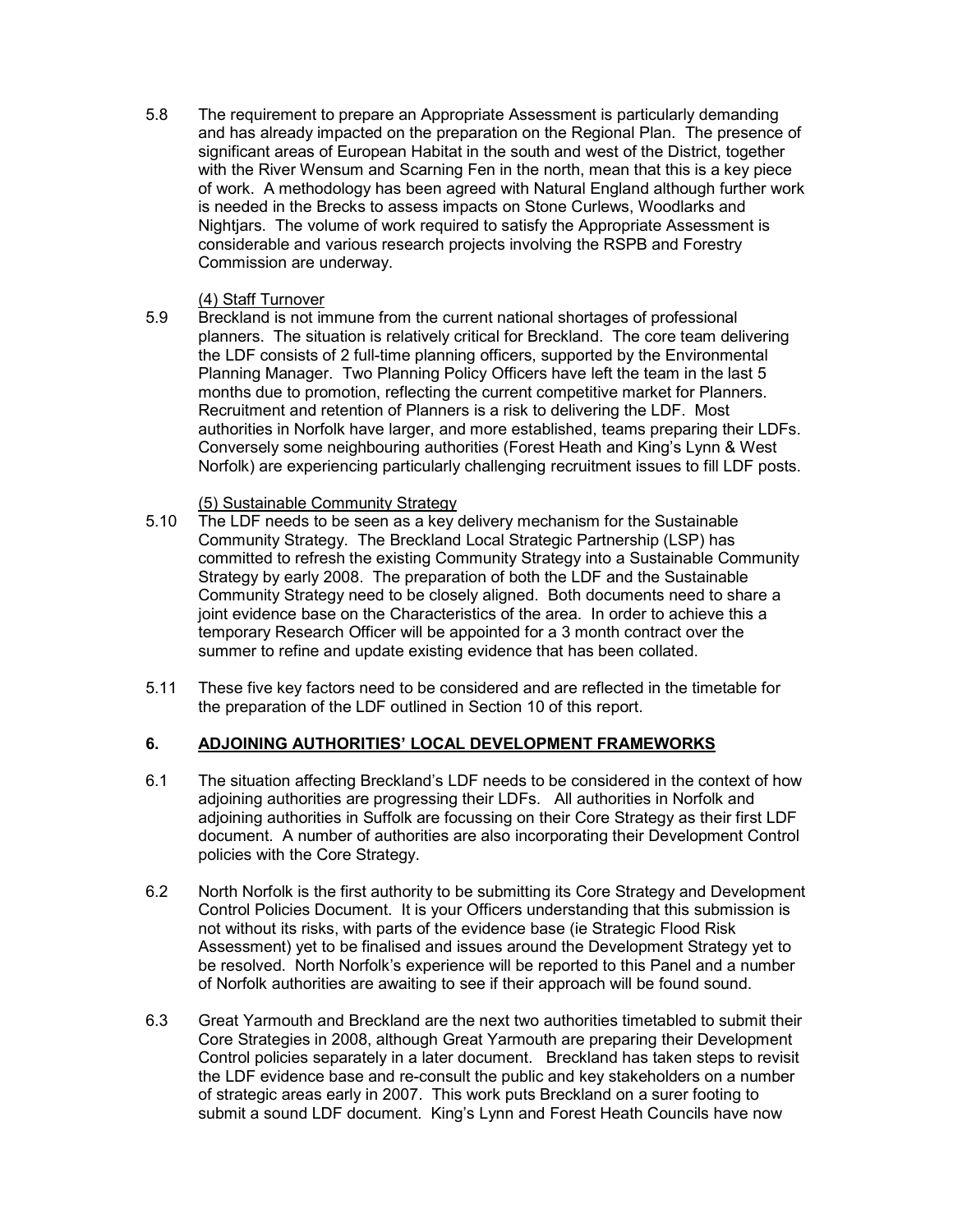5.8 The requirement to prepare an Appropriate Assessment is particularly demanding and has already impacted on the preparation on the Regional Plan. The presence of significant areas of European Habitat in the south and west of the District, together with the River Wensum and Scarning Fen in the north, mean that this is a key piece of work. A methodology has been agreed with Natural England although further work is needed in the Brecks to assess impacts on Stone Curlews, Woodlarks and Nightjars. The volume of work required to satisfy the Appropriate Assessment is considerable and various research projects involving the RSPB and Forestry Commission are underway.

(4) Staff Turnover

5.9 Breckland is not immune from the current national shortages of professional planners. The situation is relatively critical for Breckland. The core team delivering the LDF consists of 2 full-time planning officers, supported by the Environmental Planning Manager. Two Planning Policy Officers have left the team in the last 5 months due to promotion, reflecting the current competitive market for Planners. Recruitment and retention of Planners is a risk to delivering the LDF. Most authorities in Norfolk have larger, and more established, teams preparing their LDFs. Conversely some neighbouring authorities (Forest Heath and King's Lynn & West Norfolk) are experiencing particularly challenging recruitment issues to fill LDF posts.

(5) Sustainable Community Strategy

5.10 The LDF needs to be seen as a key delivery mechanism for the Sustainable Community Strategy. The Breckland Local Strategic Partnership (LSP) has committed to refresh the existing Community Strategy into a Sustainable Community Strategy by early 2008. The preparation of both the LDF and the Sustainable Community Strategy need to be closely aligned. Both documents need to share a joint evidence base on the Characteristics of the area. In order to achieve this a temporary Research Officer will be appointed for a 3 month contract over the summer to refine and update existing evidence that has been collated.

5.11 These five key factors need to be considered and are reflected in the timetable for the preparation of the LDF outlined in Section 10 of this report.

## 6. ADJOINING AUTHORITIES' LOCAL DEVELOPMENT FRAMEWORKS

6.1 The situation affecting Breckland's LDF needs to be considered in the context of how adjoining authorities are progressing their LDFs. All authorities in Norfolk and adjoining authorities in Suffolk are focussing on their Core Strategy as their first LDF document. A number of authorities are also incorporating their Development Control policies with the Core Strategy.

6.2 North Norfolk is the first authority to be submitting its Core Strategy and Development Control Policies Document. It is your Officers understanding that this submission is not without its risks, with parts of the evidence base (ie Strategic Flood Risk Assessment) yet to be finalised and issues around the Development Strategy yet to be resolved. North Norfolk's experience will be reported to this Panel and a number of Norfolk authorities are awaiting to see if their approach will be found sound.

6.3 Great Yarmouth and Breckland are the next two authorities timetabled to submit their Core Strategies in 2008, although Great Yarmouth are preparing their Development Control policies separately in a later document. Breckland has taken steps to revisit the LDF evidence base and re-consult the public and key stakeholders on a number of strategic areas early in 2007. This work puts Breckland on a surer footing to submit a sound LDF document. King's Lynn and Forest Heath Councils have now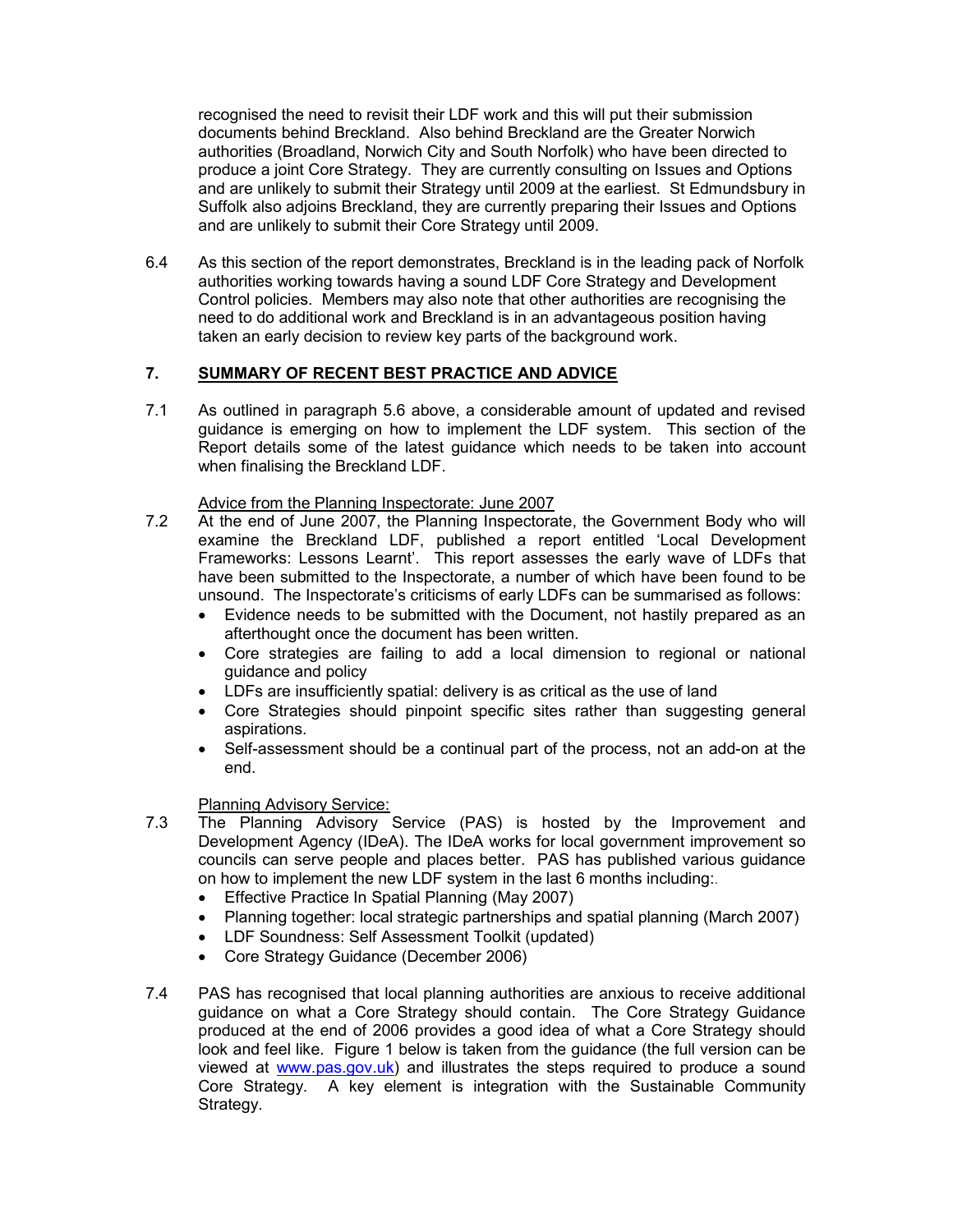recognised the need to revisit their LDF work and this will put their submission documents behind Breckland. Also behind Breckland are the Greater Norwich authorities (Broadland, Norwich City and South Norfolk) who have been directed to produce a joint Core Strategy. They are currently consulting on Issues and Options and are unlikely to submit their Strategy until 2009 at the earliest. St Edmundsbury in Suffolk also adjoins Breckland, they are currently preparing their Issues and Options and are unlikely to submit their Core Strategy until 2009.

6.4 As this section of the report demonstrates, Breckland is in the leading pack of Norfolk authorities working towards having a sound LDF Core Strategy and Development Control policies. Members may also note that other authorities are recognising the need to do additional work and Breckland is in an advantageous position having taken an early decision to review key parts of the background work.

## 7. SUMMARY OF RECENT BEST PRACTICE AND ADVICE

7.1 As outlined in paragraph 5.6 above, a considerable amount of updated and revised guidance is emerging on how to implement the LDF system. This section of the Report details some of the latest guidance which needs to be taken into account when finalising the Breckland LDF.

Advice from the Planning Inspectorate: June 2007

7.2 At the end of June 2007, the Planning Inspectorate, the Government Body who will examine the Breckland LDF, published a report entitled 'Local Development Frameworks: Lessons Learnt'. This report assesses the early wave of LDFs that have been submitted to the Inspectorate, a number of which have been found to be unsound. The Inspectorate's criticisms of early LDFs can be summarised as follows:

- Evidence needs to be submitted with the Document, not hastily prepared as an afterthought once the document has been written.
- Core strategies are failing to add a local dimension to regional or national guidance and policy
- LDFs are insufficiently spatial: delivery is as critical as the use of land
- Core Strategies should pinpoint specific sites rather than suggesting general aspirations.
- Self-assessment should be a continual part of the process, not an add-on at the end.

Planning Advisory Service:

7.3 The Planning Advisory Service (PAS) is hosted by the Improvement and Development Agency (IDeA). The IDeA works for local government improvement so councils can serve people and places better. PAS has published various guidance on how to implement the new LDF system in the last 6 months including:.

- Effective Practice In Spatial Planning (May 2007)
- Planning together: local strategic partnerships and spatial planning (March 2007)
- LDF Soundness: Self Assessment Toolkit (updated)
- Core Strategy Guidance (December 2006)

7.4 PAS has recognised that local planning authorities are anxious to receive additional guidance on what a Core Strategy should contain. The Core Strategy Guidance produced at the end of 2006 provides a good idea of what a Core Strategy should look and feel like. Figure 1 below is taken from the guidance (the full version can be viewed at www.pas.gov.uk) and illustrates the steps required to produce a sound Core Strategy. A key element is integration with the Sustainable Community Strategy.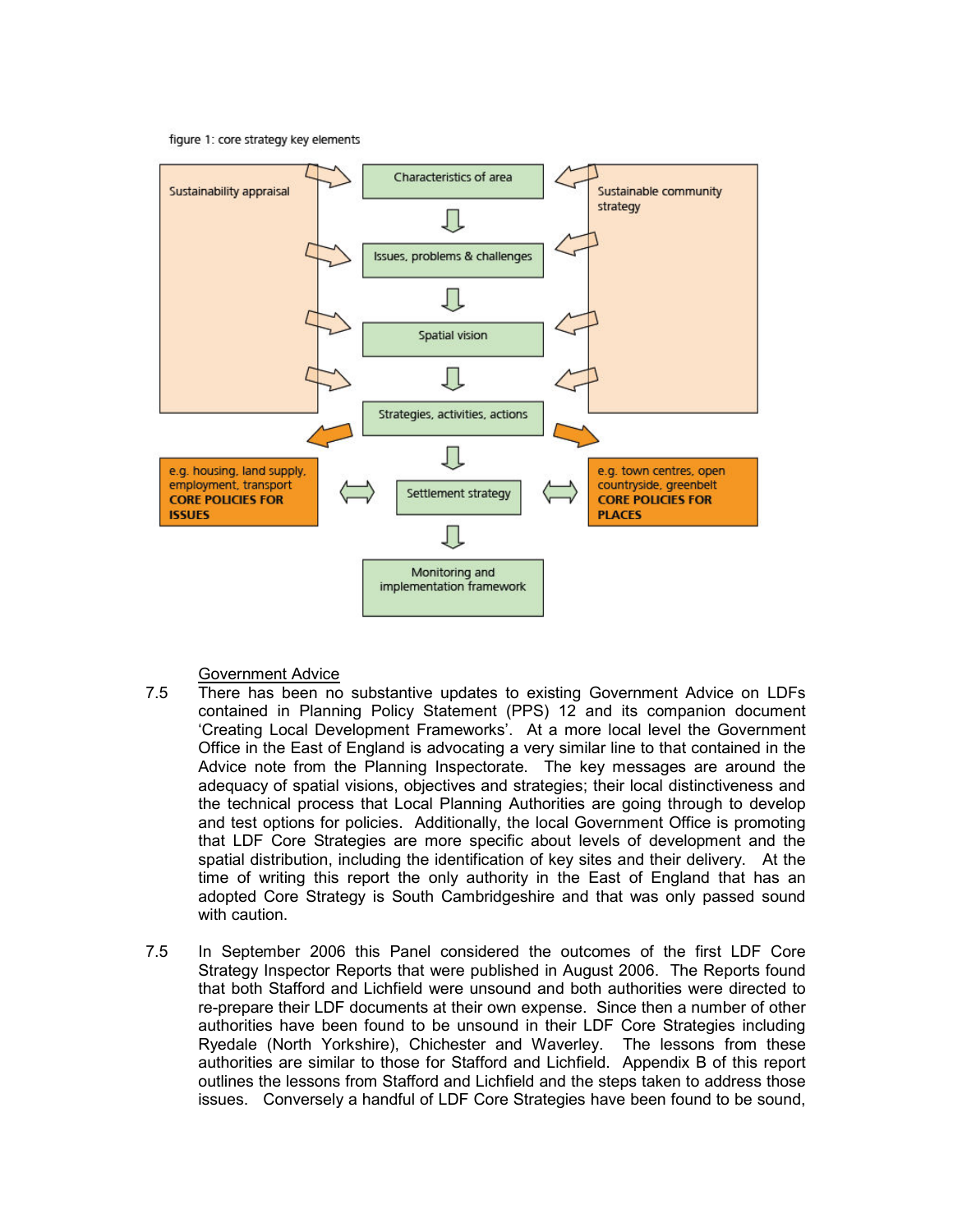figure 1: core strategy key elements

Sustainability appraisal

Characteristics of area

Issues, problems & challenges

Spatial vision

Strategies, activities, actions

Sustainable community strategy

e.g. housing, land supply, employment, transport
**CORE POLICIES FOR ISSUES**

Settlement strategy

e.g. town centres, open countryside, greenbelt
**CORE POLICIES FOR PLACES**

Monitoring and implementation framework

<u>Government Advice</u>

7.5 There has been no substantive updates to existing Government Advice on LDFs contained in Planning Policy Statement (PPS) 12 and its companion document 'Creating Local Development Frameworks'. At a more local level the Government Office in the East of England is advocating a very similar line to that contained in the Advice note from the Planning Inspectorate. The key messages are around the adequacy of spatial visions, objectives and strategies; their local distinctiveness and the technical process that Local Planning Authorities are going through to develop and test options for policies. Additionally, the local Government Office is promoting that LDF Core Strategies are more specific about levels of development and the spatial distribution, including the identification of key sites and their delivery. At the time of writing this report the only authority in the East of England that has an adopted Core Strategy is South Cambridgeshire and that was only passed sound with caution.

7.5 In September 2006 this Panel considered the outcomes of the first LDF Core Strategy Inspector Reports that were published in August 2006. The Reports found that both Stafford and Lichfield were unsound and both authorities were directed to re-prepare their LDF documents at their own expense. Since then a number of other authorities have been found to be unsound in their LDF Core Strategies including Ryedale (North Yorkshire), Chichester and Waverley. The lessons from these authorities are similar to those for Stafford and Lichfield. Appendix B of this report outlines the lessons from Stafford and Lichfield and the steps taken to address those issues. Conversely a handful of LDF Core Strategies have been found to be sound,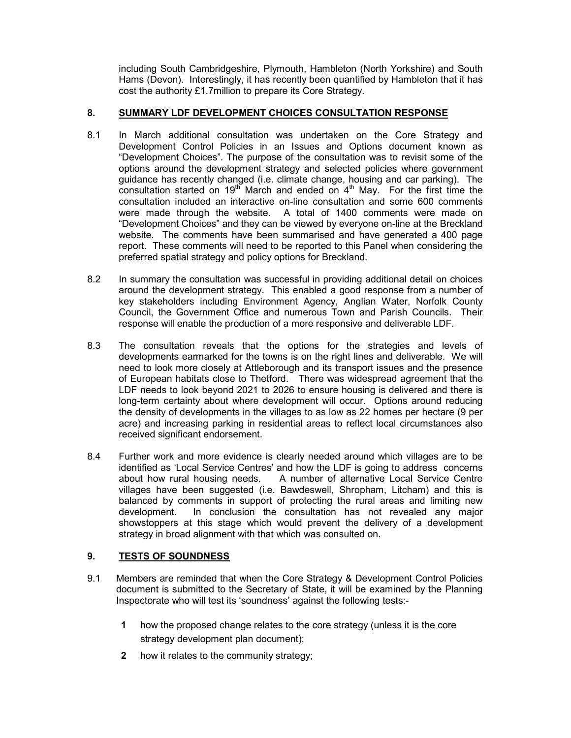including South Cambridgeshire, Plymouth, Hambleton (North Yorkshire) and South Hams (Devon). Interestingly, it has recently been quantified by Hambleton that it has cost the authority £1.7million to prepare its Core Strategy.

## 8. SUMMARY LDF DEVELOPMENT CHOICES CONSULTATION RESPONSE

8.1 In March additional consultation was undertaken on the Core Strategy and Development Control Policies in an Issues and Options document known as "Development Choices". The purpose of the consultation was to revisit some of the options around the development strategy and selected policies where government guidance has recently changed (i.e. climate change, housing and car parking). The consultation started on 19th March and ended on 4th May. For the first time the consultation included an interactive on-line consultation and some 600 comments were made through the website. A total of 1400 comments were made on "Development Choices" and they can be viewed by everyone on-line at the Breckland website. The comments have been summarised and have generated a 400 page report. These comments will need to be reported to this Panel when considering the preferred spatial strategy and policy options for Breckland.

8.2 In summary the consultation was successful in providing additional detail on choices around the development strategy. This enabled a good response from a number of key stakeholders including Environment Agency, Anglian Water, Norfolk County Council, the Government Office and numerous Town and Parish Councils. Their response will enable the production of a more responsive and deliverable LDF.

8.3 The consultation reveals that the options for the strategies and levels of developments earmarked for the towns is on the right lines and deliverable. We will need to look more closely at Attleborough and its transport issues and the presence of European habitats close to Thetford. There was widespread agreement that the LDF needs to look beyond 2021 to 2026 to ensure housing is delivered and there is long-term certainty about where development will occur. Options around reducing the density of developments in the villages to as low as 22 homes per hectare (9 per acre) and increasing parking in residential areas to reflect local circumstances also received significant endorsement.

8.4 Further work and more evidence is clearly needed around which villages are to be identified as 'Local Service Centres' and how the LDF is going to address concerns about how rural housing needs. A number of alternative Local Service Centre villages have been suggested (i.e. Bawdeswell, Shropham, Litcham) and this is balanced by comments in support of protecting the rural areas and limiting new development. In conclusion the consultation has not revealed any major showstoppers at this stage which would prevent the delivery of a development strategy in broad alignment with that which was consulted on.

## 9. TESTS OF SOUNDNESS

9.1 Members are reminded that when the Core Strategy & Development Control Policies document is submitted to the Secretary of State, it will be examined by the Planning Inspectorate who will test its 'soundness' against the following tests:-

**1** how the proposed change relates to the core strategy (unless it is the core strategy development plan document);

**2** how it relates to the community strategy;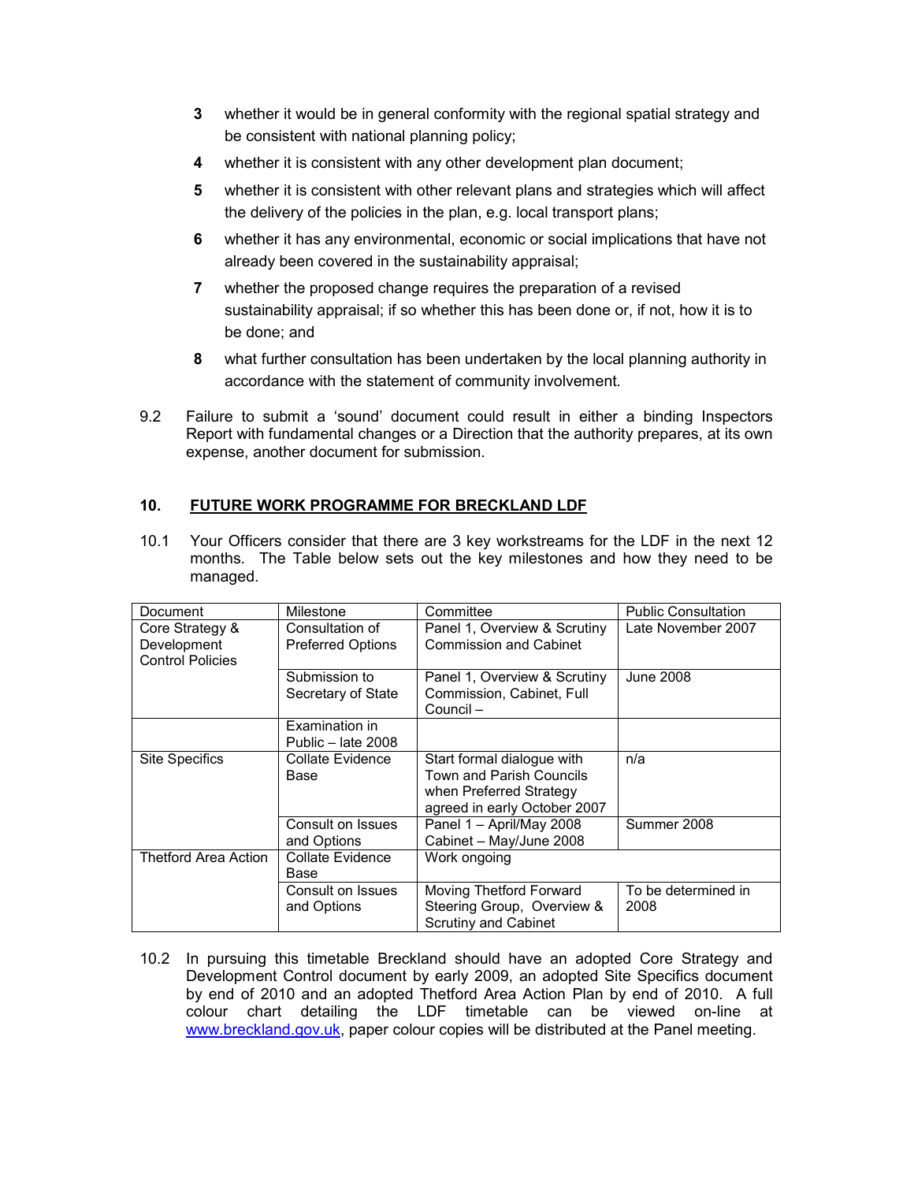3. whether it would be in general conformity with the regional spatial strategy and be consistent with national planning policy;
4. whether it is consistent with any other development plan document;
5. whether it is consistent with other relevant plans and strategies which will affect the delivery of the policies in the plan, e.g. local transport plans;
6. whether it has any environmental, economic or social implications that have not already been covered in the sustainability appraisal;
7. whether the proposed change requires the preparation of a revised sustainability appraisal; if so whether this has been done or, if not, how it is to be done; and
8. what further consultation has been undertaken by the local planning authority in accordance with the statement of community involvement.

9.2 Failure to submit a 'sound' document could result in either a binding Inspectors Report with fundamental changes or a Direction that the authority prepares, at its own expense, another document for submission.

## 10. FUTURE WORK PROGRAMME FOR BRECKLAND LDF

10.1 Your Officers consider that there are 3 key workstreams for the LDF in the next 12 months. The Table below sets out the key milestones and how they need to be managed.

| Document | Milestone | Committee | Public Consultation |
|---|---|---|---|
| Core Strategy & Development Control Policies | Consultation of Preferred Options | Panel 1, Overview & Scrutiny Commission and Cabinet | Late November 2007 |
| | Submission to Secretary of State | Panel 1, Overview & Scrutiny Commission, Cabinet, Full Council – | June 2008 |
| | Examination in Public – late 2008 | | |
| Site Specifics | Collate Evidence Base | Start formal dialogue with Town and Parish Councils when Preferred Strategy agreed in early October 2007 | n/a |
| | Consult on Issues and Options | Panel 1 – April/May 2008 Cabinet – May/June 2008 | Summer 2008 |
| Thetford Area Action | Collate Evidence Base | Work ongoing | |
| | Consult on Issues and Options | Moving Thetford Forward Steering Group, Overview & Scrutiny and Cabinet | To be determined in 2008 |

10.2 In pursuing this timetable Breckland should have an adopted Core Strategy and Development Control document by early 2009, an adopted Site Specifics document by end of 2010 and an adopted Thetford Area Action Plan by end of 2010. A full colour chart detailing the LDF timetable can be viewed on-line at www.breckland.gov.uk, paper colour copies will be distributed at the Panel meeting.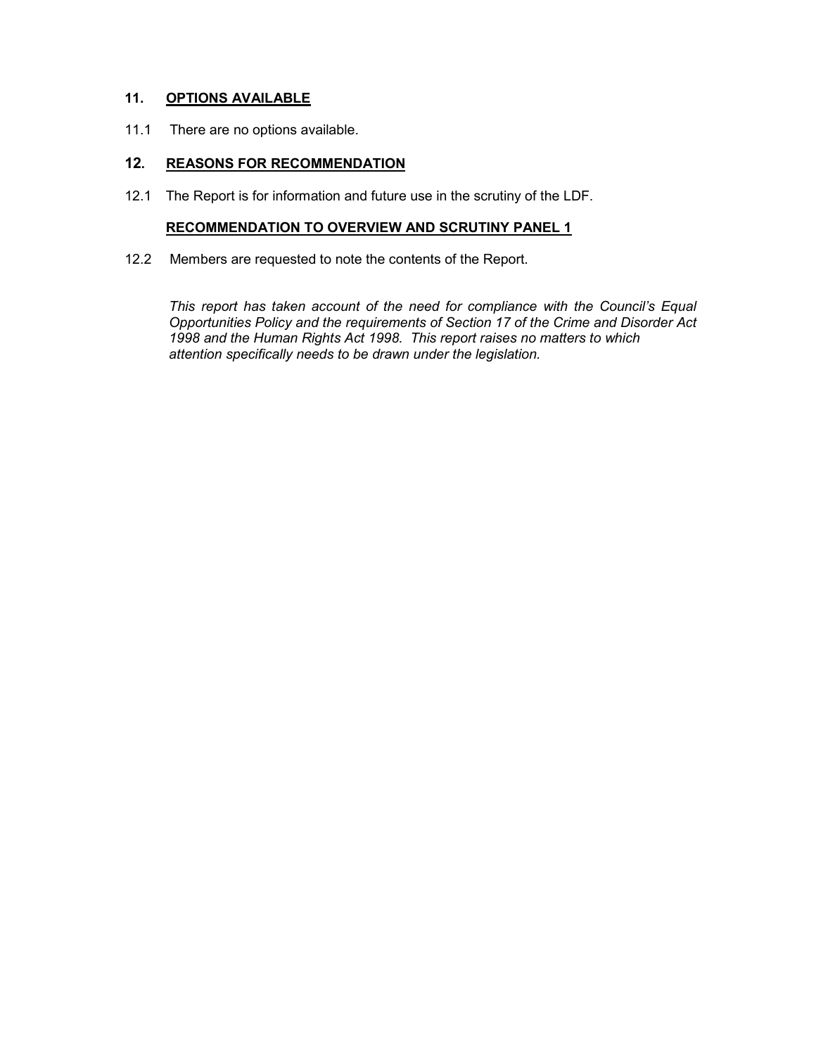## 11. OPTIONS AVAILABLE

11.1 There are no options available.

## 12. REASONS FOR RECOMMENDATION

12.1 The Report is for information and future use in the scrutiny of the LDF.

**RECOMMENDATION TO OVERVIEW AND SCRUTINY PANEL 1**

12.2 Members are requested to note the contents of the Report.

*This report has taken account of the need for compliance with the Council's Equal Opportunities Policy and the requirements of Section 17 of the Crime and Disorder Act 1998 and the Human Rights Act 1998. This report raises no matters to which attention specifically needs to be drawn under the legislation.*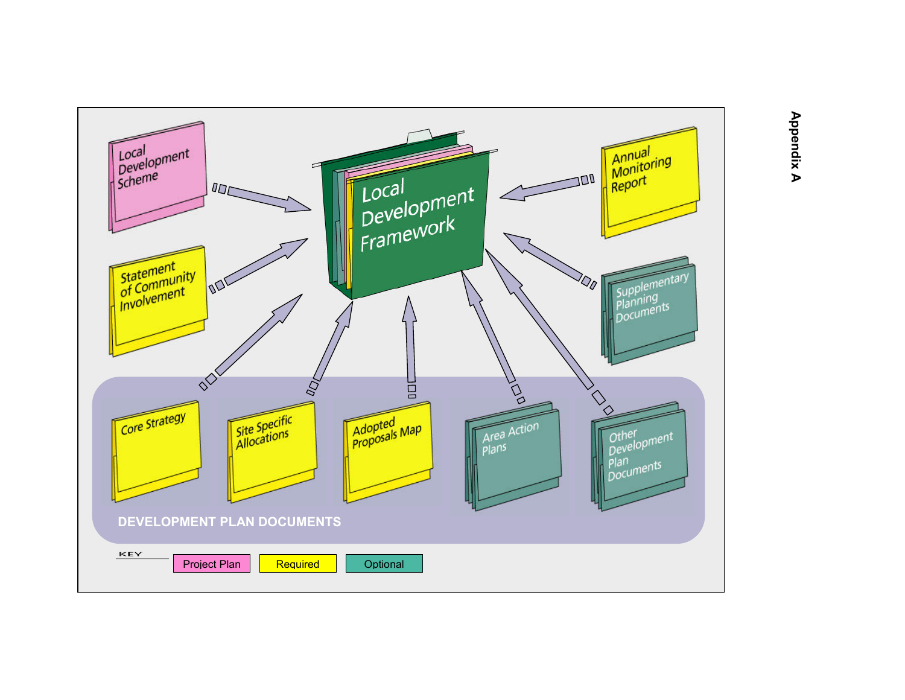# Appendix A

Local Development Framework

Local Development Scheme

Statement of Community Involvement

Annual Monitoring Report

Supplementary Planning Documents

Core Strategy

Site Specific Allocations

Adopted Proposals Map

Area Action Plans

Other Development Plan Documents

DEVELOPMENT PLAN DOCUMENTS

KEY

| Project Plan | Required | Optional |
|---|---|---|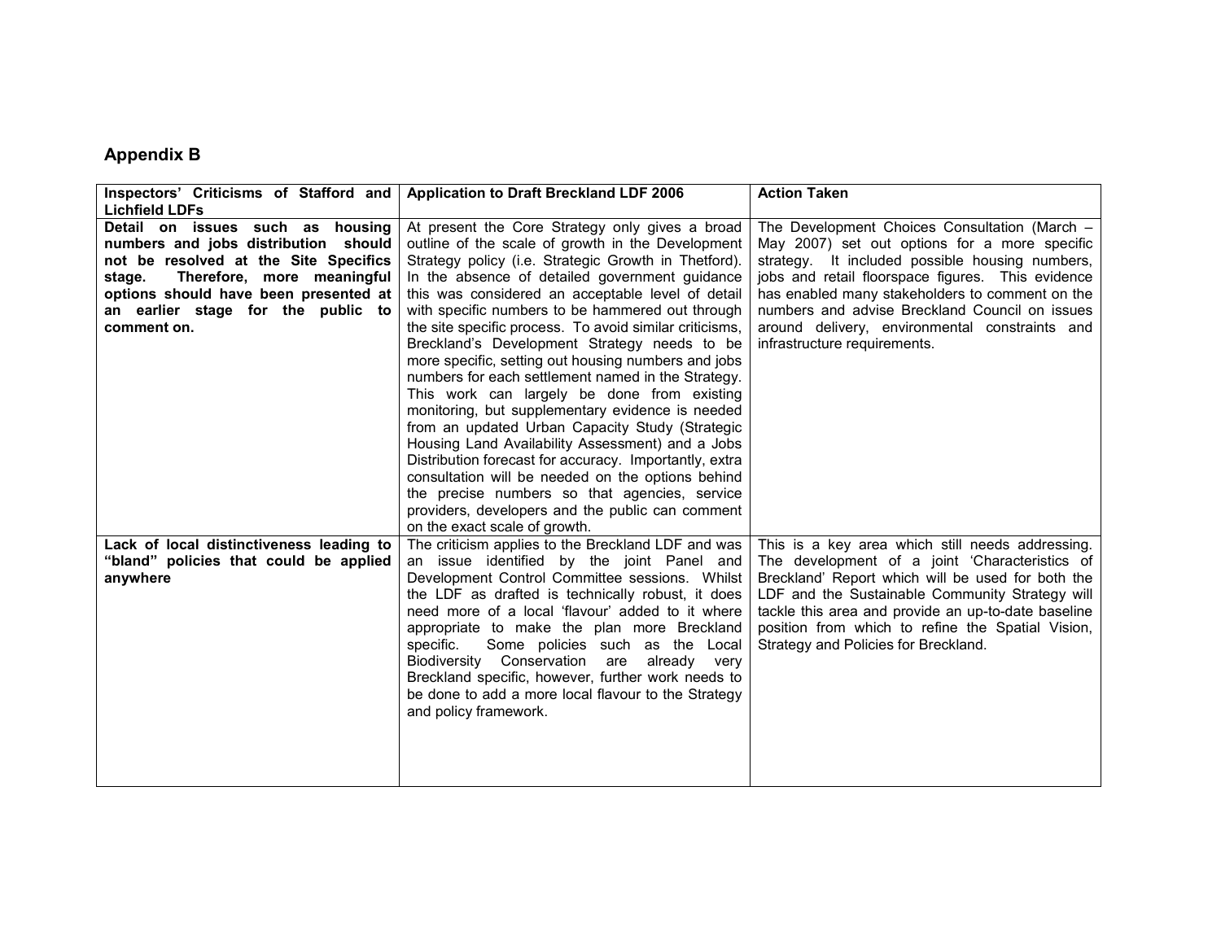## Appendix B

| Inspectors' Criticisms of Stafford and Lichfield LDFs | Application to Draft Breckland LDF 2006 | Action Taken |
|---|---|---|
| **Detail on issues such as housing numbers and jobs distribution should not be resolved at the Site Specifics stage. Therefore, more meaningful options should have been presented at an earlier stage for the public to comment on.** | At present the Core Strategy only gives a broad outline of the scale of growth in the Development Strategy policy (i.e. Strategic Growth in Thetford). In the absence of detailed government guidance this was considered an acceptable level of detail with specific numbers to be hammered out through the site specific process. To avoid similar criticisms, Breckland's Development Strategy needs to be more specific, setting out housing numbers and jobs numbers for each settlement named in the Strategy. This work can largely be done from existing monitoring, but supplementary evidence is needed from an updated Urban Capacity Study (Strategic Housing Land Availability Assessment) and a Jobs Distribution forecast for accuracy. Importantly, extra consultation will be needed on the options behind the precise numbers so that agencies, service providers, developers and the public can comment on the exact scale of growth. | The Development Choices Consultation (March – May 2007) set out options for a more specific strategy. It included possible housing numbers, jobs and retail floorspace figures. This evidence has enabled many stakeholders to comment on the numbers and advise Breckland Council on issues around delivery, environmental constraints and infrastructure requirements. |
| **Lack of local distinctiveness leading to "bland" policies that could be applied anywhere** | The criticism applies to the Breckland LDF and was an issue identified by the joint Panel and Development Control Committee sessions. Whilst the LDF as drafted is technically robust, it does need more of a local 'flavour' added to it where appropriate to make the plan more Breckland specific. Some policies such as the Local Biodiversity Conservation are already very Breckland specific, however, further work needs to be done to add a more local flavour to the Strategy and policy framework. | This is a key area which still needs addressing. The development of a joint 'Characteristics of Breckland' Report which will be used for both the LDF and the Sustainable Community Strategy will tackle this area and provide an up-to-date baseline position from which to refine the Spatial Vision, Strategy and Policies for Breckland. |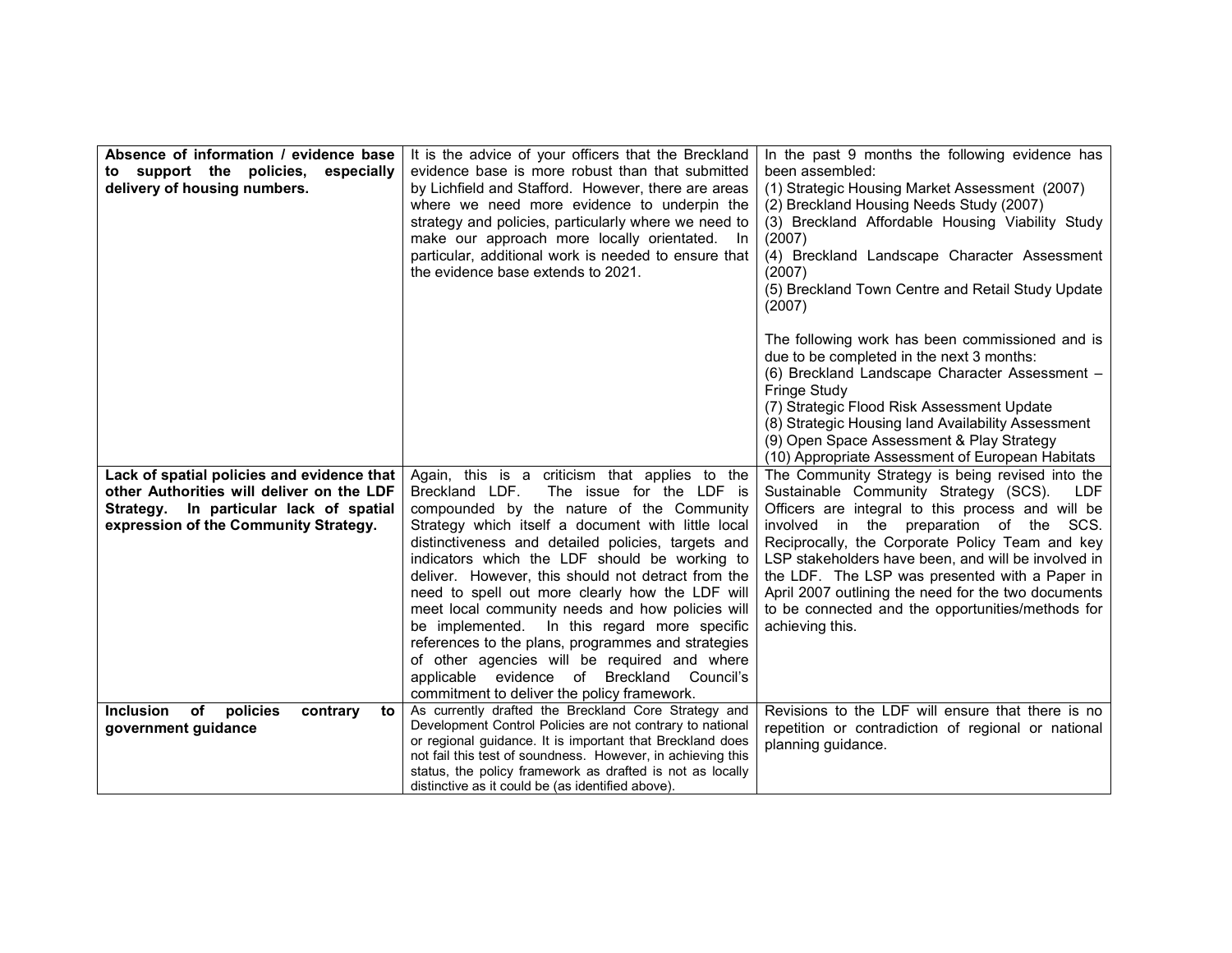| | | |
|---|---|---|
| **Absence of information / evidence base to support the policies, especially delivery of housing numbers.** | It is the advice of your officers that the Breckland evidence base is more robust than that submitted by Lichfield and Stafford. However, there are areas where we need more evidence to underpin the strategy and policies, particularly where we need to make our approach more locally orientated. In particular, additional work is needed to ensure that the evidence base extends to 2021. | In the past 9 months the following evidence has been assembled:<br>(1) Strategic Housing Market Assessment (2007)<br>(2) Breckland Housing Needs Study (2007)<br>(3) Breckland Affordable Housing Viability Study (2007)<br>(4) Breckland Landscape Character Assessment (2007)<br>(5) Breckland Town Centre and Retail Study Update (2007)<br><br>The following work has been commissioned and is due to be completed in the next 3 months:<br>(6) Breckland Landscape Character Assessment – Fringe Study<br>(7) Strategic Flood Risk Assessment Update<br>(8) Strategic Housing land Availability Assessment<br>(9) Open Space Assessment & Play Strategy<br>(10) Appropriate Assessment of European Habitats |
| **Lack of spatial policies and evidence that other Authorities will deliver on the LDF Strategy. In particular lack of spatial expression of the Community Strategy.** | Again, this is a criticism that applies to the Breckland LDF. The issue for the LDF is compounded by the nature of the Community Strategy which itself a document with little local distinctiveness and detailed policies, targets and indicators which the LDF should be working to deliver. However, this should not detract from the need to spell out more clearly how the LDF will meet local community needs and how policies will be implemented. In this regard more specific references to the plans, programmes and strategies of other agencies will be required and where applicable evidence of Breckland Council's commitment to deliver the policy framework. | The Community Strategy is being revised into the Sustainable Community Strategy (SCS). LDF Officers are integral to this process and will be involved in the preparation of the SCS. Reciprocally, the Corporate Policy Team and key LSP stakeholders have been, and will be involved in the LDF. The LSP was presented with a Paper in April 2007 outlining the need for the two documents to be connected and the opportunities/methods for achieving this. |
| **Inclusion of policies contrary to government guidance** | As currently drafted the Breckland Core Strategy and Development Control Policies are not contrary to national or regional guidance. It is important that Breckland does not fail this test of soundness. However, in achieving this status, the policy framework as drafted is not as locally distinctive as it could be (as identified above). | Revisions to the LDF will ensure that there is no repetition or contradiction of regional or national planning guidance. |